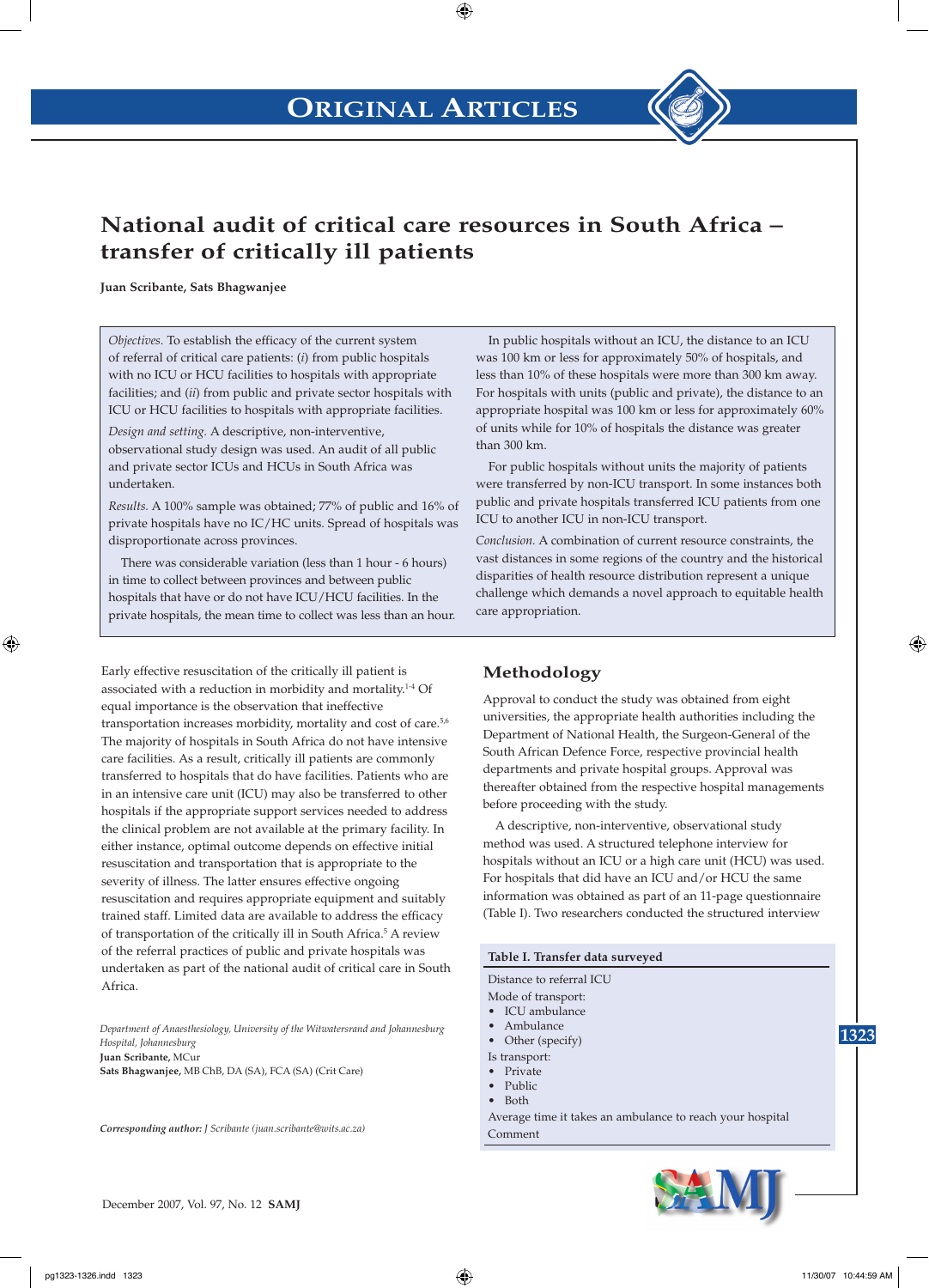# National audit of critical care resources in South Africa – transfer of critically ill patients

**Juan Scribante, Sats Bhagwanjee**

*Objectives.* To establish the efficacy of the current system of referral of critical care patients: (*i*) from public hospitals with no ICU or HCU facilities to hospitals with appropriate facilities; and (*ii*) from public and private sector hospitals with ICU or HCU facilities to hospitals with appropriate facilities.

*Design and setting.* A descriptive, non-interventive, observational study design was used. An audit of all public and private sector ICUs and HCUs in South Africa was undertaken.

*Results.* A 100% sample was obtained; 77% of public and 16% of private hospitals have no IC/HC units. Spread of hospitals was disproportionate across provinces.

There was considerable variation (less than 1 hour - 6 hours) in time to collect between provinces and between public hospitals that have or do not have ICU/HCU facilities. In the private hospitals, the mean time to collect was less than an hour.

In public hospitals without an ICU, the distance to an ICU was 100 km or less for approximately 50% of hospitals, and less than 10% of these hospitals were more than 300 km away. For hospitals with units (public and private), the distance to an appropriate hospital was 100 km or less for approximately 60% of units while for 10% of hospitals the distance was greater than 300 km.

For public hospitals without units the majority of patients were transferred by non-ICU transport. In some instances both public and private hospitals transferred ICU patients from one ICU to another ICU in non-ICU transport.

*Conclusion.* A combination of current resource constraints, the vast distances in some regions of the country and the historical disparities of health resource distribution represent a unique challenge which demands a novel approach to equitable health care appropriation.

Early effective resuscitation of the critically ill patient is associated with a reduction in morbidity and mortality.[1-4] Of equal importance is the observation that ineffective transportation increases morbidity, mortality and cost of care.[5,6] The majority of hospitals in South Africa do not have intensive care facilities. As a result, critically ill patients are commonly transferred to hospitals that do have facilities. Patients who are in an intensive care unit (ICU) may also be transferred to other hospitals if the appropriate support services needed to address the clinical problem are not available at the primary facility. In either instance, optimal outcome depends on effective initial resuscitation and transportation that is appropriate to the severity of illness. The latter ensures effective ongoing resuscitation and requires appropriate equipment and suitably trained staff. Limited data are available to address the efficacy of transportation of the critically ill in South Africa.[5] A review of the referral practices of public and private hospitals was undertaken as part of the national audit of critical care in South Africa.

*Department of Anaesthesiology, University of the Witwatersrand and Johannesburg Hospital, Johannesburg*
**Juan Scribante,** MCur
**Sats Bhagwanjee,** MB ChB, DA (SA), FCA (SA) (Crit Care)

***Corresponding author:*** *J Scribante (juan.scribante@wits.ac.za)*

## Methodology

Approval to conduct the study was obtained from eight universities, the appropriate health authorities including the Department of National Health, the Surgeon-General of the South African Defence Force, respective provincial health departments and private hospital groups. Approval was thereafter obtained from the respective hospital managements before proceeding with the study.

A descriptive, non-interventive, observational study method was used. A structured telephone interview for hospitals without an ICU or a high care unit (HCU) was used. For hospitals that did have an ICU and/or HCU the same information was obtained as part of an 11-page questionnaire (Table I). Two researchers conducted the structured interview

**Table I. Transfer data surveyed**

Distance to referral ICU

Mode of transport:
- ICU ambulance
- Ambulance
- Other (specify)

Is transport:
- Private
- Public
- Both

Average time it takes an ambulance to reach your hospital

Comment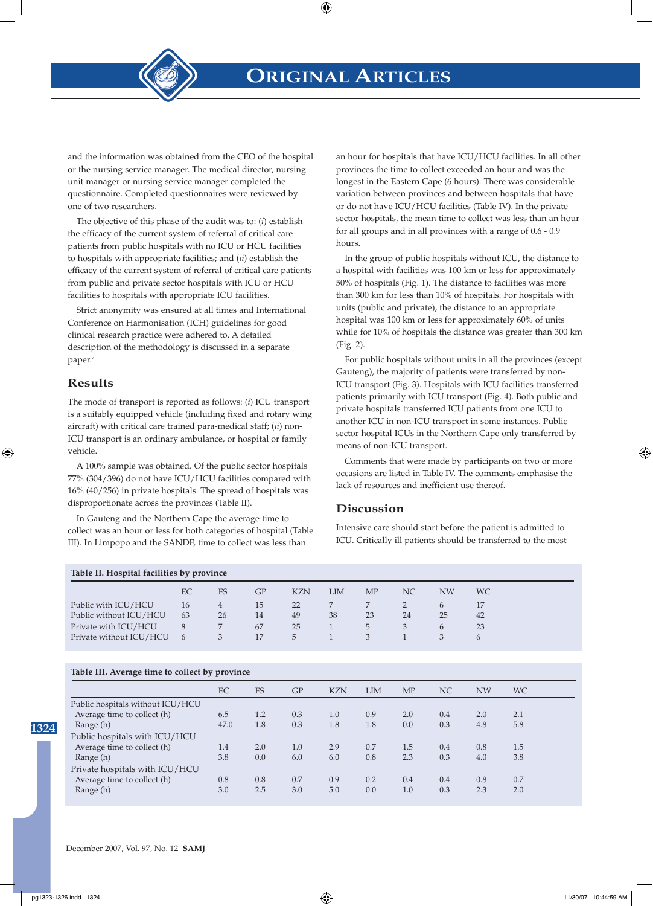and the information was obtained from the CEO of the hospital or the nursing service manager. The medical director, nursing unit manager or nursing service manager completed the questionnaire. Completed questionnaires were reviewed by one of two researchers.

The objective of this phase of the audit was to: (*i*) establish the efficacy of the current system of referral of critical care patients from public hospitals with no ICU or HCU facilities to hospitals with appropriate facilities; and (*ii*) establish the efficacy of the current system of referral of critical care patients from public and private sector hospitals with ICU or HCU facilities to hospitals with appropriate ICU facilities.

Strict anonymity was ensured at all times and International Conference on Harmonisation (ICH) guidelines for good clinical research practice were adhered to. A detailed description of the methodology is discussed in a separate paper.[7]

## Results

The mode of transport is reported as follows: (*i*) ICU transport is a suitably equipped vehicle (including fixed and rotary wing aircraft) with critical care trained para-medical staff; (*ii*) non-ICU transport is an ordinary ambulance, or hospital or family vehicle.

A 100% sample was obtained. Of the public sector hospitals 77% (304/396) do not have ICU/HCU facilities compared with 16% (40/256) in private hospitals. The spread of hospitals was disproportionate across the provinces (Table II).

In Gauteng and the Northern Cape the average time to collect was an hour or less for both categories of hospital (Table III). In Limpopo and the SANDF, time to collect was less than an hour for hospitals that have ICU/HCU facilities. In all other provinces the time to collect exceeded an hour and was the longest in the Eastern Cape (6 hours). There was considerable variation between provinces and between hospitals that have or do not have ICU/HCU facilities (Table IV). In the private sector hospitals, the mean time to collect was less than an hour for all groups and in all provinces with a range of 0.6 - 0.9 hours.

In the group of public hospitals without ICU, the distance to a hospital with facilities was 100 km or less for approximately 50% of hospitals (Fig. 1). The distance to facilities was more than 300 km for less than 10% of hospitals. For hospitals with units (public and private), the distance to an appropriate hospital was 100 km or less for approximately 60% of units while for 10% of hospitals the distance was greater than 300 km (Fig. 2).

For public hospitals without units in all the provinces (except Gauteng), the majority of patients were transferred by non-ICU transport (Fig. 3). Hospitals with ICU facilities transferred patients primarily with ICU transport (Fig. 4). Both public and private hospitals transferred ICU patients from one ICU to another ICU in non-ICU transport in some instances. Public sector hospital ICUs in the Northern Cape only transferred by means of non-ICU transport.

Comments that were made by participants on two or more occasions are listed in Table IV. The comments emphasise the lack of resources and inefficient use thereof.

## Discussion

Intensive care should start before the patient is admitted to ICU. Critically ill patients should be transferred to the most

**Table II. Hospital facilities by province**

| | EC | FS | GP | KZN | LIM | MP | NC | NW | WC |
|---|---|---|---|---|---|---|---|---|---|
| Public with ICU/HCU | 16 | 4 | 15 | 22 | 7 | 7 | 2 | 6 | 17 |
| Public without ICU/HCU | 63 | 26 | 14 | 49 | 38 | 23 | 24 | 25 | 42 |
| Private with ICU/HCU | 8 | 7 | 67 | 25 | 1 | 5 | 3 | 6 | 23 |
| Private without ICU/HCU | 6 | 3 | 17 | 5 | 1 | 3 | 1 | 3 | 6 |

**Table III. Average time to collect by province**

| | EC | FS | GP | KZN | LIM | MP | NC | NW | WC |
|---|---|---|---|---|---|---|---|---|---|
| Public hospitals without ICU/HCU | | | | | | | | | |
| Average time to collect (h) | 6.5 | 1.2 | 0.3 | 1.0 | 0.9 | 2.0 | 0.4 | 2.0 | 2.1 |
| Range (h) | 47.0 | 1.8 | 0.3 | 1.8 | 1.8 | 0.0 | 0.3 | 4.8 | 5.8 |
| Public hospitals with ICU/HCU | | | | | | | | | |
| Average time to collect (h) | 1.4 | 2.0 | 1.0 | 2.9 | 0.7 | 1.5 | 0.4 | 0.8 | 1.5 |
| Range (h) | 3.8 | 0.0 | 6.0 | 6.0 | 0.8 | 2.3 | 0.3 | 4.0 | 3.8 |
| Private hospitals with ICU/HCU | | | | | | | | | |
| Average time to collect (h) | 0.8 | 0.8 | 0.7 | 0.9 | 0.2 | 0.4 | 0.4 | 0.8 | 0.7 |
| Range (h) | 3.0 | 2.5 | 3.0 | 5.0 | 0.0 | 1.0 | 0.3 | 2.3 | 2.0 |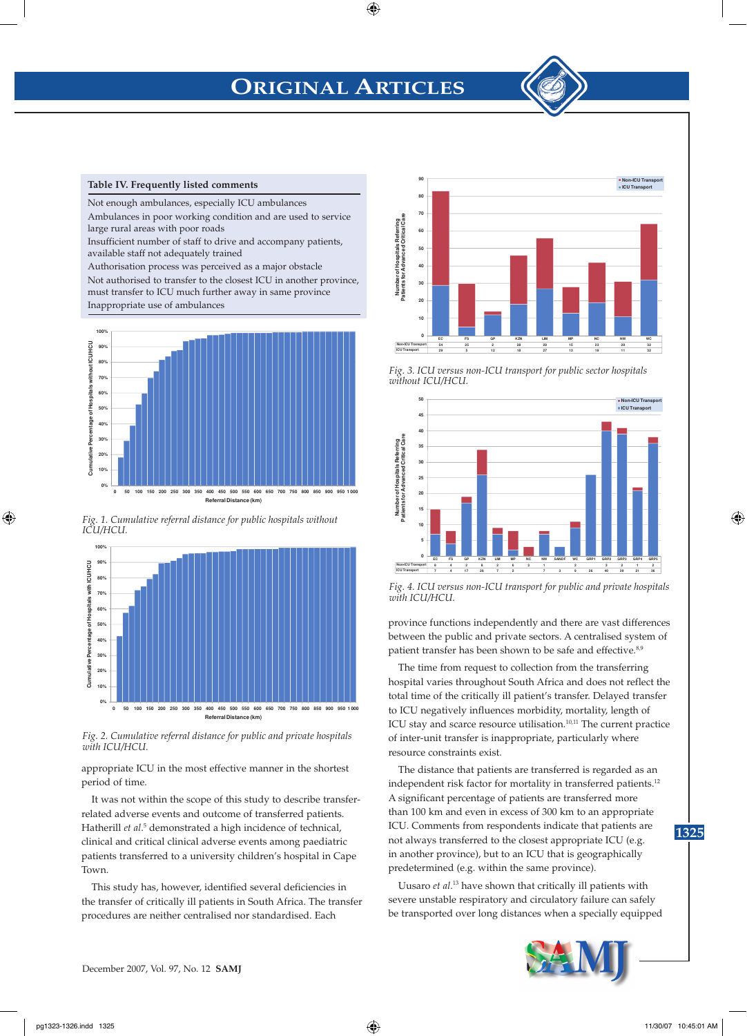**Table IV. Frequently listed comments**

| |
|---|
| Not enough ambulances, especially ICU ambulances |
| Ambulances in poor working condition and are used to service large rural areas with poor roads |
| Insufficient number of staff to drive and accompany patients, available staff not adequately trained |
| Authorisation process was perceived as a major obstacle |
| Not authorised to transfer to the closest ICU in another province, must transfer to ICU much further away in same province |
| Inappropriate use of ambulances |

*Fig. 1. Cumulative referral distance for public hospitals without ICU/HCU.*

*Fig. 2. Cumulative referral distance for public and private hospitals with ICU/HCU.*

*Fig. 3. ICU versus non-ICU transport for public sector hospitals without ICU/HCU.*

| | EC | FS | GP | KZN | LIM | MP | NC | NW | WC |
|---|---|---|---|---|---|---|---|---|---|
| Non-ICU Transport | 54 | 25 | 2 | 28 | 29 | 15 | 23 | 20 | 32 |
| ICU Transport | 29 | 5 | 12 | 18 | 27 | 13 | 19 | 11 | 32 |

*Fig. 4. ICU versus non-ICU transport for public and private hospitals with ICU/HCU.*

| | EC | FS | GP | KZN | LIM | MP | NC | NW | SANDF | WC | GRP1 | GRP2 | GRP3 | GRP4 | GRP5 |
|---|---|---|---|---|---|---|---|---|---|---|---|---|---|---|---|
| Non-ICU Transport | 8 | 4 | 2 | 8 | 2 | 6 | 3 | 1 | | 2 | | 3 | 2 | 1 | 2 |
| ICU Transport | 7 | 4 | 17 | 26 | 7 | 2 | | 7 | 3 | 9 | 26 | 40 | 39 | 21 | 36 |

appropriate ICU in the most effective manner in the shortest period of time.

It was not within the scope of this study to describe transfer-related adverse events and outcome of transferred patients. Hatherill *et al.*[5] demonstrated a high incidence of technical, clinical and critical clinical adverse events among paediatric patients transferred to a university children's hospital in Cape Town.

This study has, however, identified several deficiencies in the transfer of critically ill patients in South Africa. The transfer procedures are neither centralised nor standardised. Each province functions independently and there are vast differences between the public and private sectors. A centralised system of patient transfer has been shown to be safe and effective.[8,9]

The time from request to collection from the transferring hospital varies throughout South Africa and does not reflect the total time of the critically ill patient's transfer. Delayed transfer to ICU negatively influences morbidity, mortality, length of ICU stay and scarce resource utilisation.[10,11] The current practice of inter-unit transfer is inappropriate, particularly where resource constraints exist.

The distance that patients are transferred is regarded as an independent risk factor for mortality in transferred patients.[12] A significant percentage of patients are transferred more than 100 km and even in excess of 300 km to an appropriate ICU. Comments from respondents indicate that patients are not always transferred to the closest appropriate ICU (e.g. in another province), but to an ICU that is geographically predetermined (e.g. within the same province).

Uusaro *et al.*[13] have shown that critically ill patients with severe unstable respiratory and circulatory failure can safely be transported over long distances when a specially equipped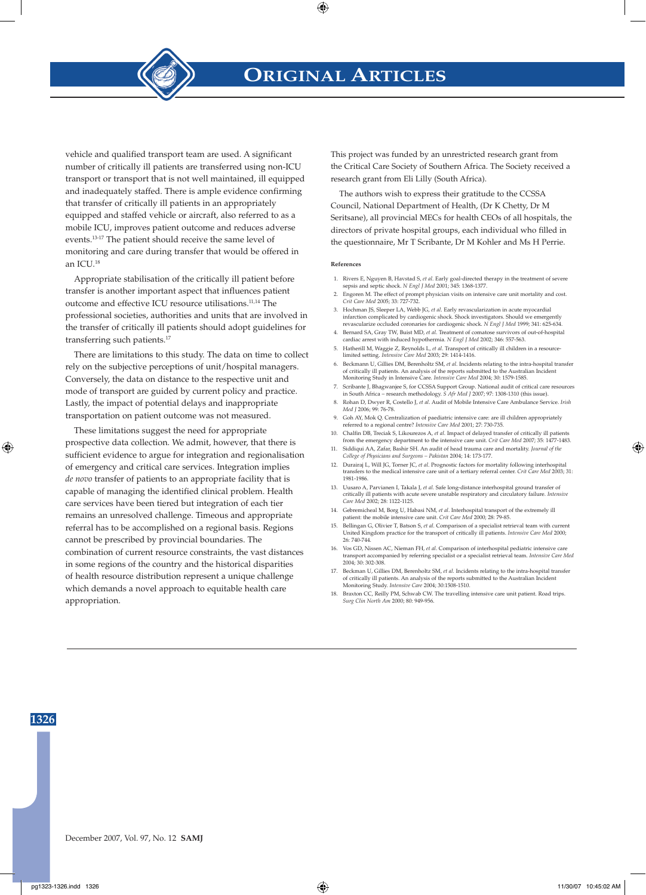vehicle and qualified transport team are used. A significant number of critically ill patients are transferred using non-ICU transport or transport that is not well maintained, ill equipped and inadequately staffed. There is ample evidence confirming that transfer of critically ill patients in an appropriately equipped and staffed vehicle or aircraft, also referred to as a mobile ICU, improves patient outcome and reduces adverse events.[13-17] The patient should receive the same level of monitoring and care during transfer that would be offered in an ICU.[18]

Appropriate stabilisation of the critically ill patient before transfer is another important aspect that influences patient outcome and effective ICU resource utilisations.[11,14] The professional societies, authorities and units that are involved in the transfer of critically ill patients should adopt guidelines for transferring such patients.[17]

There are limitations to this study. The data on time to collect rely on the subjective perceptions of unit/hospital managers. Conversely, the data on distance to the respective unit and mode of transport are guided by current policy and practice. Lastly, the impact of potential delays and inappropriate transportation on patient outcome was not measured.

These limitations suggest the need for appropriate prospective data collection. We admit, however, that there is sufficient evidence to argue for integration and regionalisation of emergency and critical care services. Integration implies *de novo* transfer of patients to an appropriate facility that is capable of managing the identified clinical problem. Health care services have been tiered but integration of each tier remains an unresolved challenge. Timeous and appropriate referral has to be accomplished on a regional basis. Regions cannot be prescribed by provincial boundaries. The combination of current resource constraints, the vast distances in some regions of the country and the historical disparities of health resource distribution represent a unique challenge which demands a novel approach to equitable health care appropriation.

This project was funded by an unrestricted research grant from the Critical Care Society of Southern Africa. The Society received a research grant from Eli Lilly (South Africa).

The authors wish to express their gratitude to the CCSSA Council, National Department of Health, (Dr K Chetty, Dr M Seritsane), all provincial MECs for health CEOs of all hospitals, the directors of private hospital groups, each individual who filled in the questionnaire, Mr T Scribante, Dr M Kohler and Ms H Perrie.

#### References

1. Rivers E, Nguyen B, Havstad S, *et al*. Early goal-directed therapy in the treatment of severe sepsis and septic shock. *N Engl J Med* 2001; 345: 1368-1377.
2. Engoren M. The effect of prompt physician visits on intensive care unit mortality and cost. *Crit Care Med* 2005; 33: 727-732.
3. Hochman JS, Sleeper LA, Webb JG, *et al*. Early revascularization in acute myocardial infarction complicated by cardiogenic shock. Shock investigators. Should we emergently revascularize occluded coronaries for cardiogenic shock. *N Engl J Med* 1999; 341: 625-634.
4. Bernard SA, Gray TW, Buist MD, *et al*. Treatment of comatose survivors of out-of-hospital cardiac arrest with induced hypothermia. *N Engl J Med* 2002; 346: 557-563.
5. Hatherill M, Waggie Z, Reynolds L, *et al*. Transport of critically ill children in a resource-limited setting. *Intensive Care Med* 2003; 29: 1414-1416.
6. Beckmann U, Gillies DM, Berenholtz SM, *et al*. Incidents relating to the intra-hospital transfer of critically ill patients. An analysis of the reports submitted to the Australian Incident Monitoring Study in Intensive Care. *Intensive Care Med* 2004; 30: 1579-1585.
7. Scribante J, Bhagwanjee S, for CCSSA Support Group. National audit of critical care resources in South Africa – research methodology. *S Afr Med J* 2007; 97: 1308-1310 (this issue).
8. Rohan D, Dwyer R, Costello J, *et al*. Audit of Mobile Intensive Care Ambulance Service. *Irish Med J* 2006; 99: 76-78.
9. Goh AY, Mok Q. Centralization of paediatric intensive care: are ill children appropriately referred to a regional centre? *Intensive Care Med* 2001; 27: 730-735.
10. Chalfin DB, Treciak S, Likourezos A, *et al*. Impact of delayed transfer of critically ill patients from the emergency department to the intensive care unit. *Crit Care Med* 2007; 35: 1477-1483.
11. Siddiqui AA, Zafar, Bashir SH. An audit of head trauma care and mortality. *Journal of the College of Physicians and Surgeons – Pakistan* 2004; 14: 173-177.
12. Durairaj L, Will JG, Torner JC, *et al*. Prognostic factors for mortality following interhospital transfers to the medical intensive care unit of a tertiary referral center. *Crit Care Med* 2003; 31: 1981-1986.
13. Uusaro A, Parvianen I, Takala J, *et al*. Safe long-distance interhospital ground transfer of critically ill patients with acute severe unstable respiratory and circulatory failure. *Intensive Care Med* 2002; 28: 1122-1125.
14. Gebremicheal M, Borg U, Habasi NM, *et al*. Interhospital transport of the extremely ill patient: the mobile intensive care unit. *Crit Care Med* 2000; 28: 79-85.
15. Bellingan G, Olivier T, Batson S, *et al*. Comparison of a specialist retrieval team with current United Kingdom practice for the transport of critically ill patients. *Intensive Care Med* 2000; 26: 740-744.
16. Vos GD, Nissen AC, Nieman FH, *et al*. Comparison of interhospital pediatric intensive care transport accompanied by referring specialist or a specialist retrieval team. *Intensive Care Med* 2004; 30: 302-308.
17. Beckman U, Gillies DM, Berenholtz SM, *et al*. Incidents relating to the intra-hospital transfer of critically ill patients. An analysis of the reports submitted to the Australian Incident Monitoring Study. *Intensive Care* 2004; 30:1508-1510.
18. Braxton CC, Reilly PM, Schwab CW. The travelling intensive care unit patient. Road trips. *Surg Clin North Am* 2000; 80: 949-956.